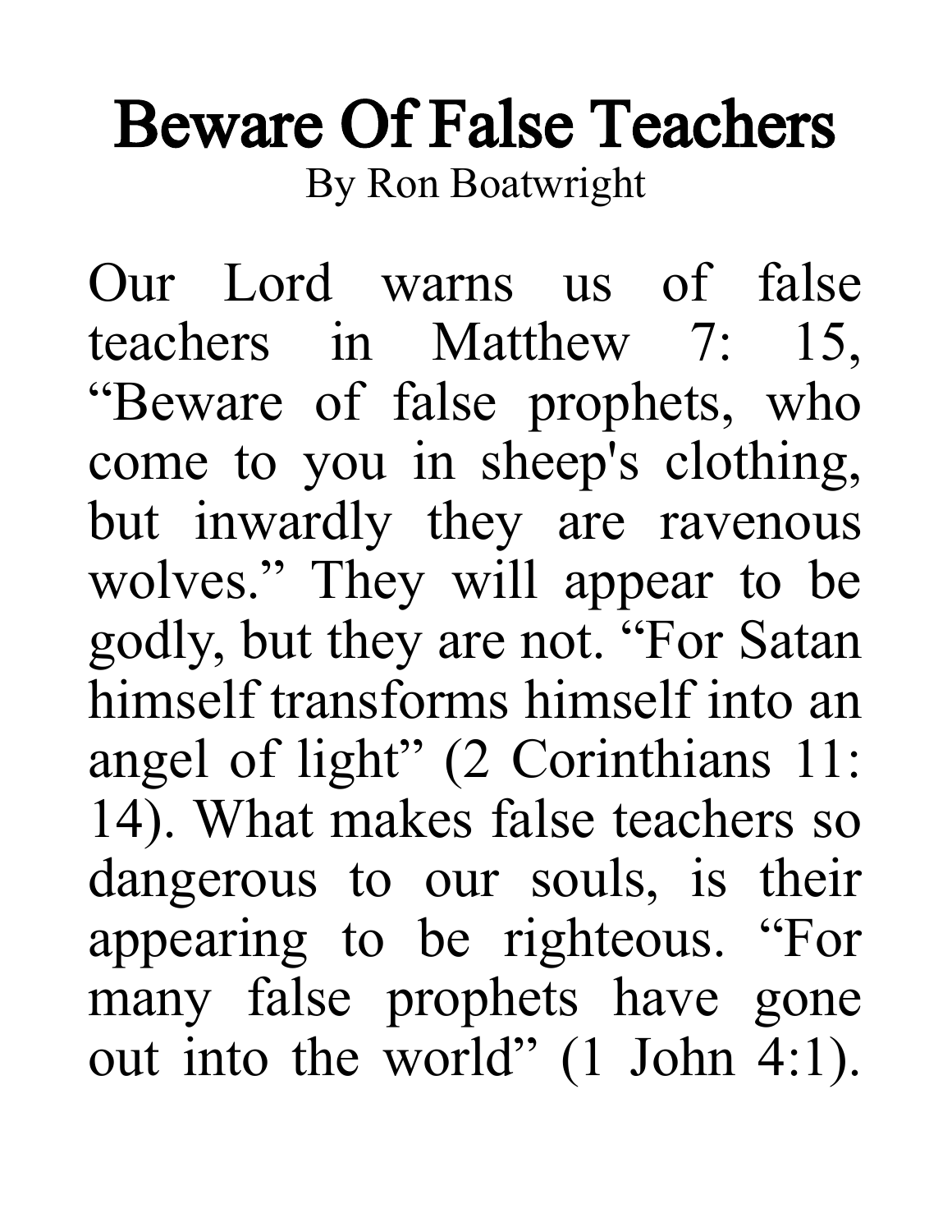# Beware Of False Teachers

By Ron Boatwright

Our Lord warns us of false teachers in Matthew 7: 15, "Beware of false prophets, who come to you in sheep's clothing, but inwardly they are ravenous wolves." They will appear to be godly, but they are not. "For Satan himself transforms himself into an angel of light" (2 Corinthians 11: 14). What makes false teachers so dangerous to our souls, is their appearing to be righteous. "For many false prophets have gone out into the world" (1 John 4:1).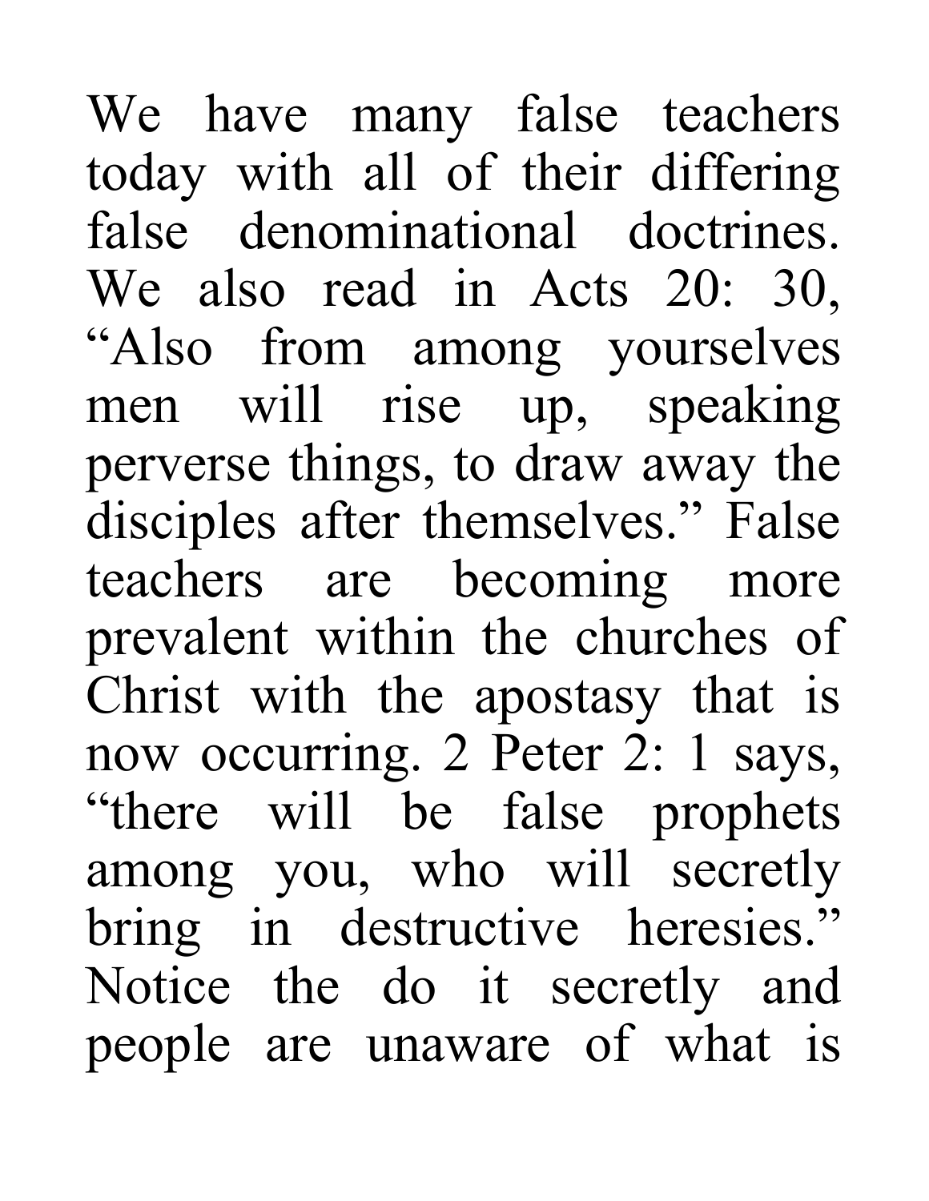We have many false teachers today with all of their differing false denominational doctrines. We also read in Acts 20: 30, "Also from among yourselves men will rise up, speaking perverse things, to draw away the disciples after themselves." False teachers are becoming more prevalent within the churches of Christ with the apostasy that is now occurring. 2 Peter 2: 1 says, "there will be false prophets among you, who will secretly bring in destructive heresies." Notice the do it secretly and people are unaware of what is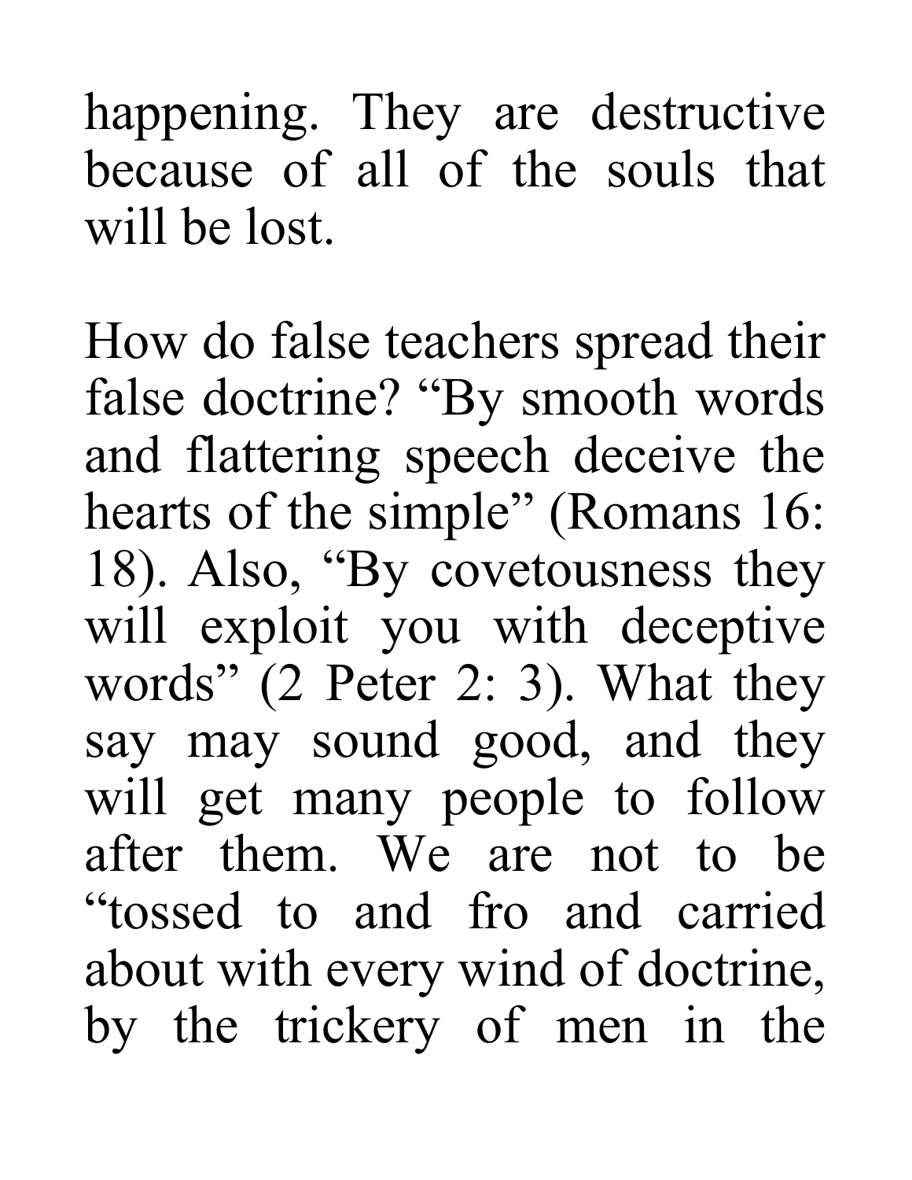happening. They are destructive because of all of the souls that will be lost.

How do false teachers spread their false doctrine? "By smooth words and flattering speech deceive the hearts of the simple" (Romans 16: 18). Also, "By covetousness they will exploit you with deceptive words" (2 Peter 2: 3). What they say may sound good, and they will get many people to follow after them. We are not to be "tossed to and fro and carried about with every wind of doctrine, by the trickery of men in the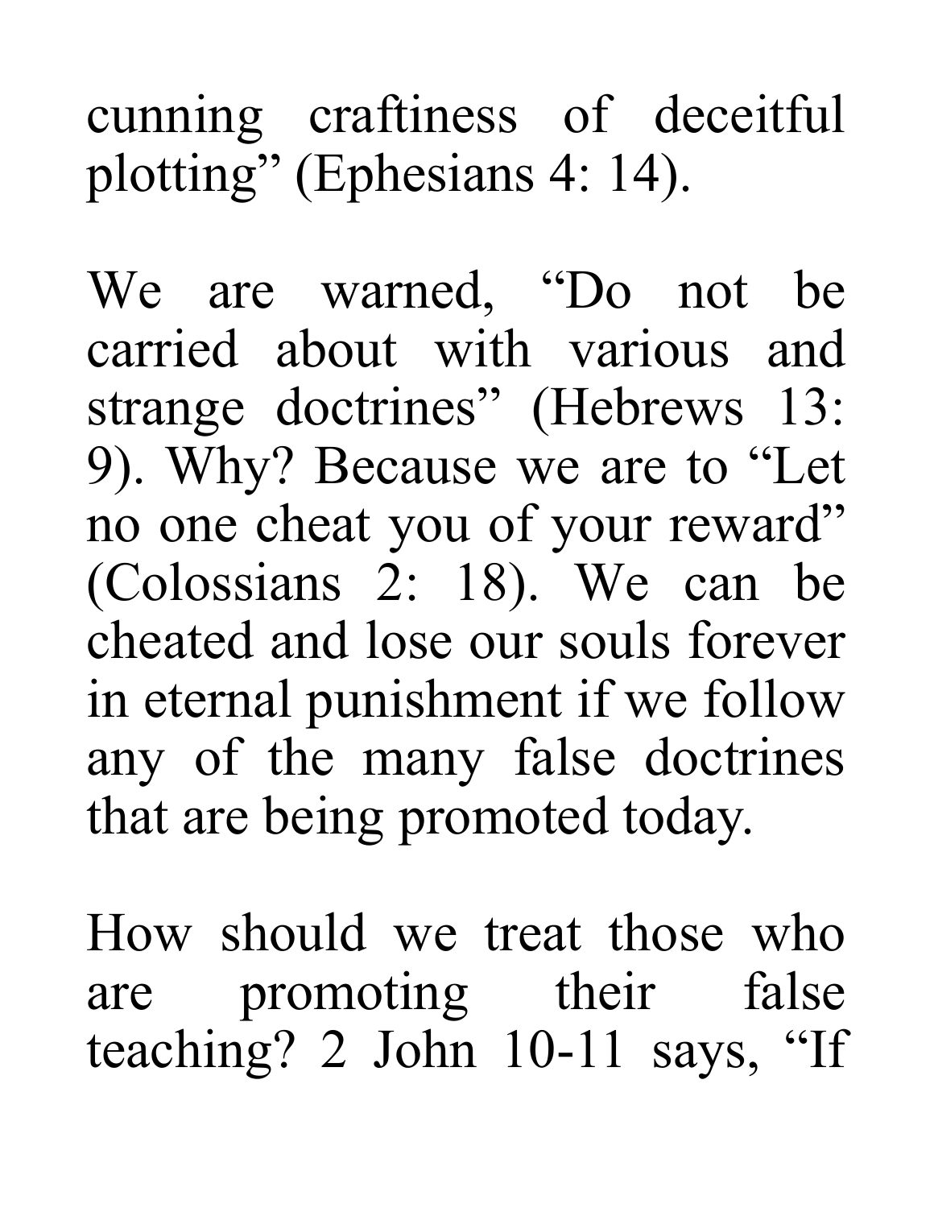cunning craftiness of deceitful plotting" (Ephesians 4: 14).

We are warned, "Do not be carried about with various and strange doctrines" (Hebrews 13: 9). Why? Because we are to "Let no one cheat you of your reward" (Colossians 2: 18). We can be cheated and lose our souls forever in eternal punishment if we follow any of the many false doctrines that are being promoted today.

How should we treat those who are promoting their false teaching? 2 John 10-11 says, "If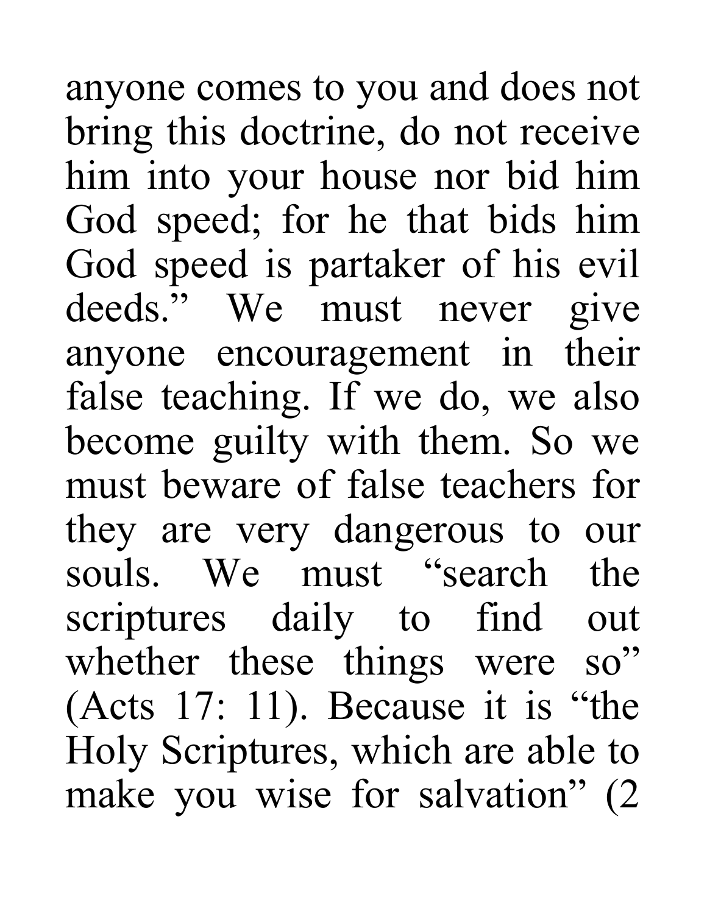anyone comes to you and does not bring this doctrine, do not receive him into your house nor bid him God speed; for he that bids him God speed is partaker of his evil deeds." We must never give anyone encouragement in their false teaching. If we do, we also become guilty with them. So we must beware of false teachers for they are very dangerous to our souls. We must "search the scriptures daily to find out whether these things were so" (Acts 17: 11). Because it is "the Holy Scriptures, which are able to make you wise for salvation" (2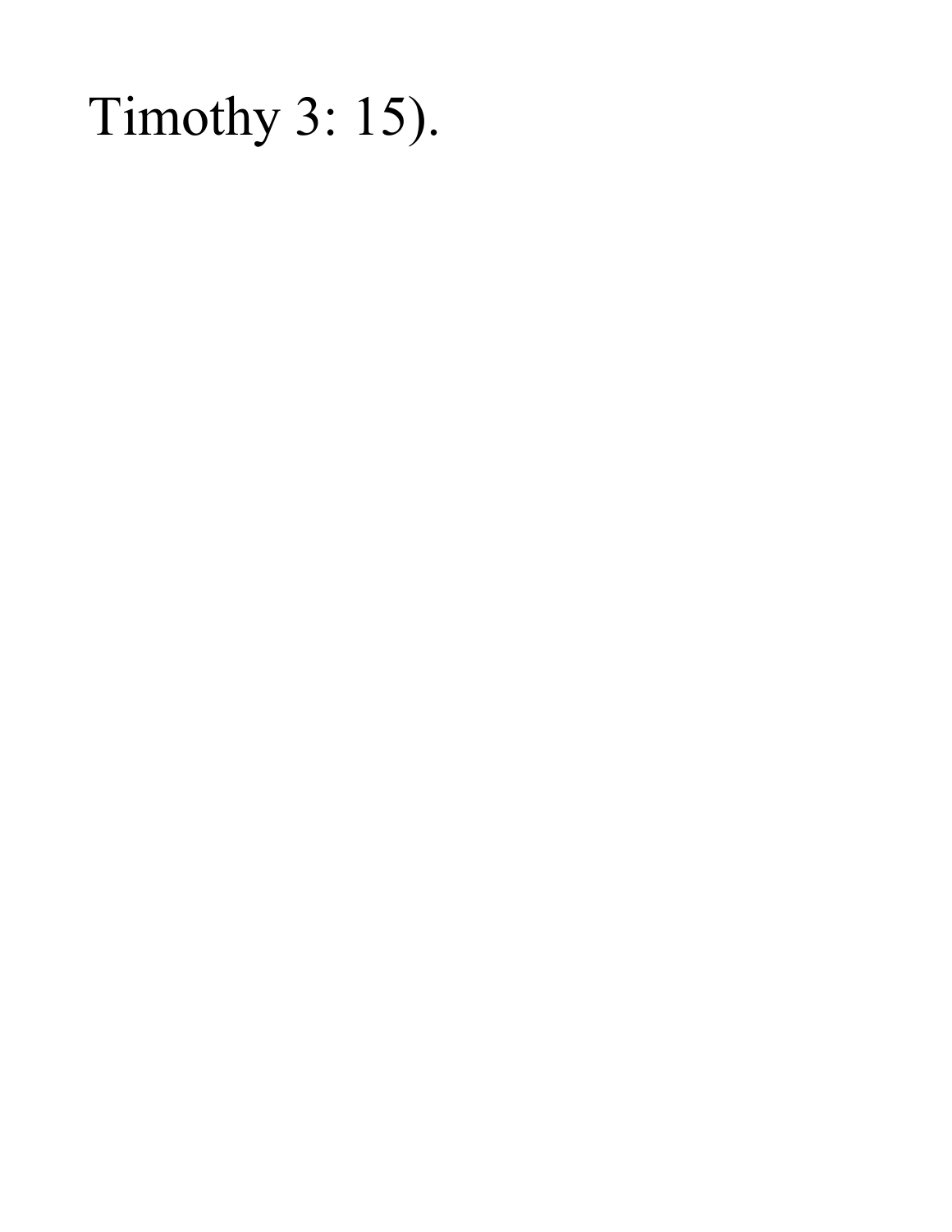Timothy 3: 15).